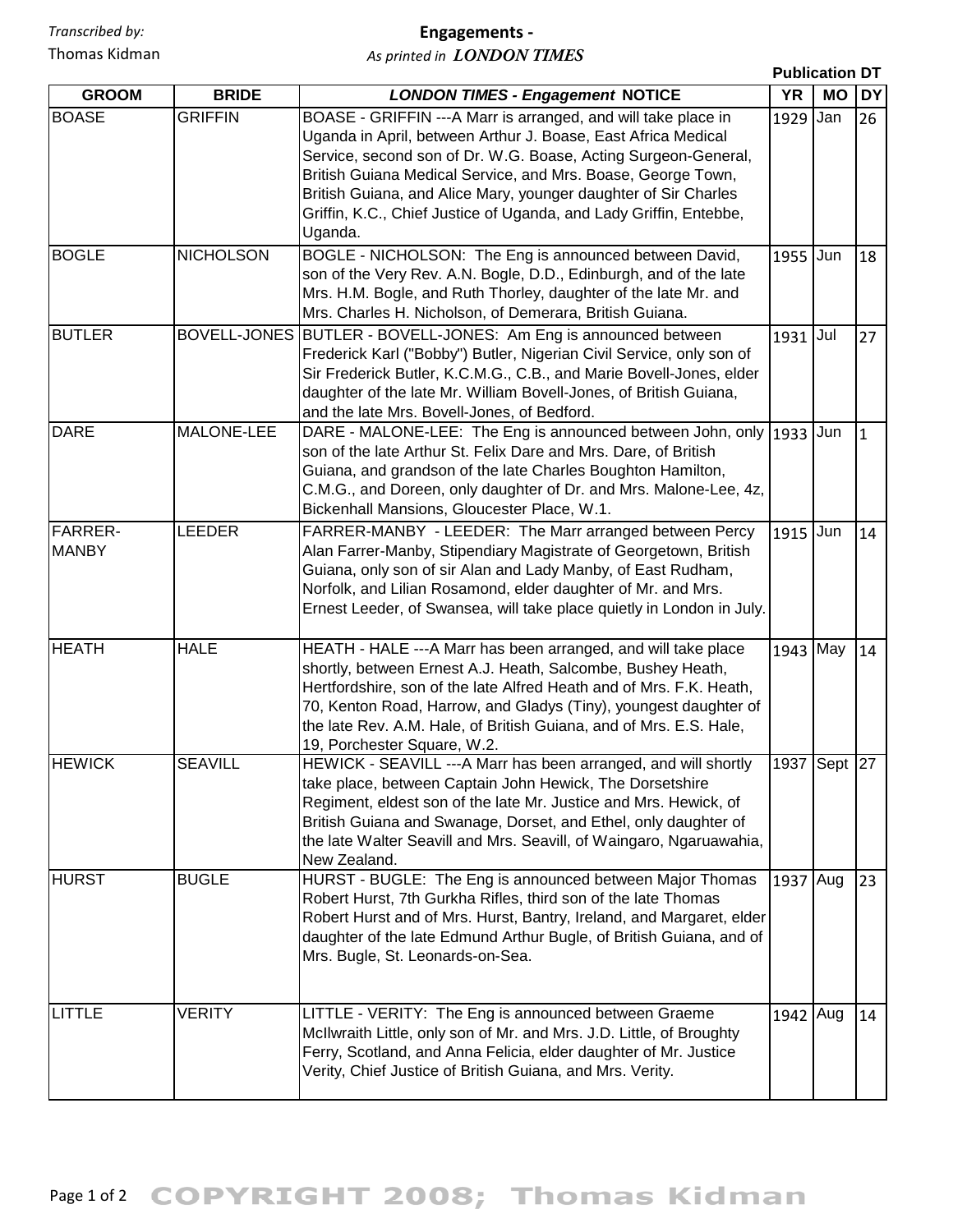*Transcribed by:*
Thomas Kidman

# Engagements -

*As printed in* ***LONDON TIMES***

| GROOM | BRIDE | *LONDON TIMES - Engagement* NOTICE | Publication DT YR | MO | DY |
|---|---|---|---|---|---|
| BOASE | GRIFFIN | BOASE - GRIFFIN ---A Marr is arranged, and will take place in Uganda in April, between Arthur J. Boase, East Africa Medical Service, second son of Dr. W.G. Boase, Acting Surgeon-General, British Guiana Medical Service, and Mrs. Boase, George Town, British Guiana, and Alice Mary, younger daughter of Sir Charles Griffin, K.C., Chief Justice of Uganda, and Lady Griffin, Entebbe, Uganda. | 1929 | Jan | 26 |
| BOGLE | NICHOLSON | BOGLE - NICHOLSON: The Eng is announced between David, son of the Very Rev. A.N. Bogle, D.D., Edinburgh, and of the late Mrs. H.M. Bogle, and Ruth Thorley, daughter of the late Mr. and Mrs. Charles H. Nicholson, of Demerara, British Guiana. | 1955 | Jun | 18 |
| BUTLER | BOVELL-JONES | BUTLER - BOVELL-JONES: Am Eng is announced between Frederick Karl ("Bobby") Butler, Nigerian Civil Service, only son of Sir Frederick Butler, K.C.M.G., C.B., and Marie Bovell-Jones, elder daughter of the late Mr. William Bovell-Jones, of British Guiana, and the late Mrs. Bovell-Jones, of Bedford. | 1931 | Jul | 27 |
| DARE | MALONE-LEE | DARE - MALONE-LEE: The Eng is announced between John, only son of the late Arthur St. Felix Dare and Mrs. Dare, of British Guiana, and grandson of the late Charles Boughton Hamilton, C.M.G., and Doreen, only daughter of Dr. and Mrs. Malone-Lee, 4z, Bickenhall Mansions, Gloucester Place, W.1. | 1933 | Jun | 1 |
| FARRER-MANBY | LEEDER | FARRER-MANBY - LEEDER: The Marr arranged between Percy Alan Farrer-Manby, Stipendiary Magistrate of Georgetown, British Guiana, only son of sir Alan and Lady Manby, of East Rudham, Norfolk, and Lilian Rosamond, elder daughter of Mr. and Mrs. Ernest Leeder, of Swansea, will take place quietly in London in July. | 1915 | Jun | 14 |
| HEATH | HALE | HEATH - HALE ---A Marr has been arranged, and will take place shortly, between Ernest A.J. Heath, Salcombe, Bushey Heath, Hertfordshire, son of the late Alfred Heath and of Mrs. F.K. Heath, 70, Kenton Road, Harrow, and Gladys (Tiny), youngest daughter of the late Rev. A.M. Hale, of British Guiana, and of Mrs. E.S. Hale, 19, Porchester Square, W.2. | 1943 | May | 14 |
| HEWICK | SEAVILL | HEWICK - SEAVILL ---A Marr has been arranged, and will shortly take place, between Captain John Hewick, The Dorsetshire Regiment, eldest son of the late Mr. Justice and Mrs. Hewick, of British Guiana and Swanage, Dorset, and Ethel, only daughter of the late Walter Seavill and Mrs. Seavill, of Waingaro, Ngaruawahia, New Zealand. | 1937 | Sept | 27 |
| HURST | BUGLE | HURST - BUGLE: The Eng is announced between Major Thomas Robert Hurst, 7th Gurkha Rifles, third son of the late Thomas Robert Hurst and of Mrs. Hurst, Bantry, Ireland, and Margaret, elder daughter of the late Edmund Arthur Bugle, of British Guiana, and of Mrs. Bugle, St. Leonards-on-Sea. | 1937 | Aug | 23 |
| LITTLE | VERITY | LITTLE - VERITY: The Eng is announced between Graeme McIlwraith Little, only son of Mr. and Mrs. J.D. Little, of Broughty Ferry, Scotland, and Anna Felicia, elder daughter of Mr. Justice Verity, Chief Justice of British Guiana, and Mrs. Verity. | 1942 | Aug | 14 |

COPYRIGHT 2008; Thomas Kidman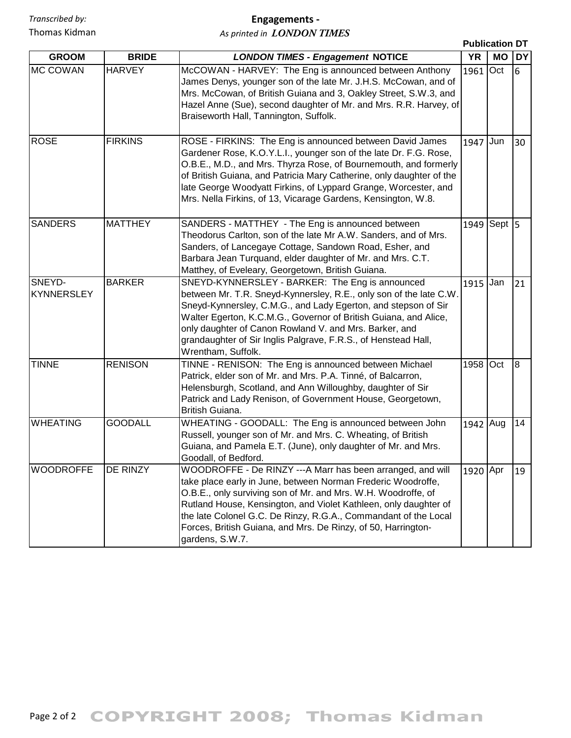*Transcribed by:*
Thomas Kidman

**Engagements -**
*As printed in* ***LONDON TIMES***

| GROOM | BRIDE | *LONDON TIMES - Engagement* NOTICE | YR | MO | DY |
|---|---|---|---|---|---|
| | | | **Publication DT** | | |
| MC COWAN | HARVEY | McCOWAN - HARVEY: The Eng is announced between Anthony James Denys, younger son of the late Mr. J.H.S. McCowan, and of Mrs. McCowan, of British Guiana and 3, Oakley Street, S.W.3, and Hazel Anne (Sue), second daughter of Mr. and Mrs. R.R. Harvey, of Braiseworth Hall, Tannington, Suffolk. | 1961 | Oct | 6 |
| ROSE | FIRKINS | ROSE - FIRKINS: The Eng is announced between David James Gardener Rose, K.O.Y.L.I., younger son of the late Dr. F.G. Rose, O.B.E., M.D., and Mrs. Thyrza Rose, of Bournemouth, and formerly of British Guiana, and Patricia Mary Catherine, only daughter of the late George Woodyatt Firkins, of Lyppard Grange, Worcester, and Mrs. Nella Firkins, of 13, Vicarage Gardens, Kensington, W.8. | 1947 | Jun | 30 |
| SANDERS | MATTHEY | SANDERS - MATTHEY - The Eng is announced between Theodorus Carlton, son of the late Mr A.W. Sanders, and of Mrs. Sanders, of Lancegaye Cottage, Sandown Road, Esher, and Barbara Jean Turquand, elder daughter of Mr. and Mrs. C.T. Matthey, of Eveleary, Georgetown, British Guiana. | 1949 | Sept | 5 |
| SNEYD-KYNNERSLEY | BARKER | SNEYD-KYNNERSLEY - BARKER: The Eng is announced between Mr. T.R. Sneyd-Kynnersley, R.E., only son of the late C.W. Sneyd-Kynnersley, C.M.G., and Lady Egerton, and stepson of Sir Walter Egerton, K.C.M.G., Governor of British Guiana, and Alice, only daughter of Canon Rowland V. and Mrs. Barker, and grandaughter of Sir Inglis Palgrave, F.R.S., of Henstead Hall, Wrentham, Suffolk. | 1915 | Jan | 21 |
| TINNE | RENISON | TINNE - RENISON: The Eng is announced between Michael Patrick, elder son of Mr. and Mrs. P.A. Tinné, of Balcarron, Helensburgh, Scotland, and Ann Willoughby, daughter of Sir Patrick and Lady Renison, of Government House, Georgetown, British Guiana. | 1958 | Oct | 8 |
| WHEATING | GOODALL | WHEATING - GOODALL: The Eng is announced between John Russell, younger son of Mr. and Mrs. C. Wheating, of British Guiana, and Pamela E.T. (June), only daughter of Mr. and Mrs. Goodall, of Bedford. | 1942 | Aug | 14 |
| WOODROFFE | DE RINZY | WOODROFFE - De RINZY ---A Marr has been arranged, and will take place early in June, between Norman Frederic Woodroffe, O.B.E., only surviving son of Mr. and Mrs. W.H. Woodroffe, of Rutland House, Kensington, and Violet Kathleen, only daughter of the late Colonel G.C. De Rinzy, R.G.A., Commandant of the Local Forces, British Guiana, and Mrs. De Rinzy, of 50, Harrington-gardens, S.W.7. | 1920 | Apr | 19 |

COPYRIGHT 2008; Thomas Kidman